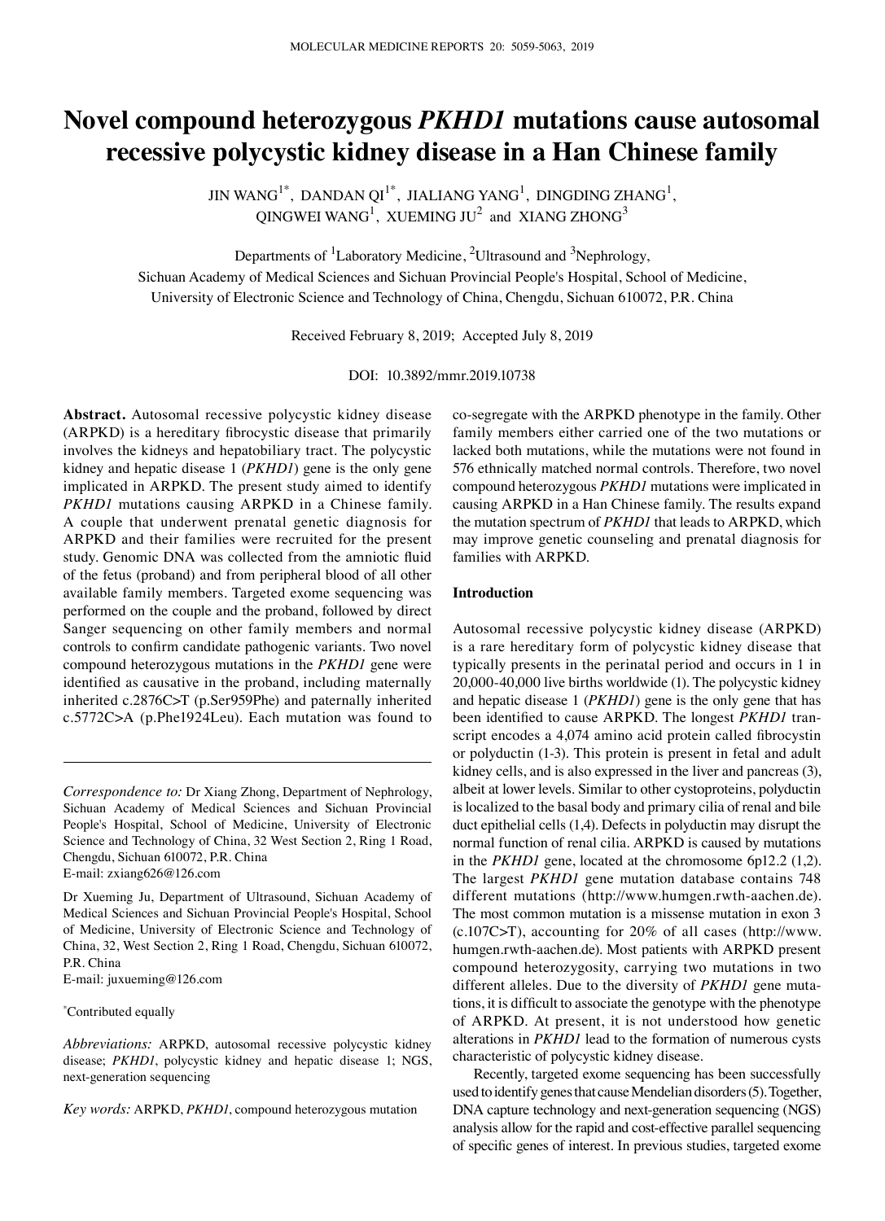# Novel compound heterozygous *PKHD1* mutations cause autosomal recessive polycystic kidney disease in a Han Chinese family

JIN WANG[1*], DANDAN QI[1*], JIALIANG YANG[1], DINGDING ZHANG[1], QINGWEI WANG[1], XUEMING JU[2] and XIANG ZHONG[3]

Departments of [1]Laboratory Medicine, [2]Ultrasound and [3]Nephrology, Sichuan Academy of Medical Sciences and Sichuan Provincial People's Hospital, School of Medicine, University of Electronic Science and Technology of China, Chengdu, Sichuan 610072, P.R. China

Received February 8, 2019; Accepted July 8, 2019

DOI: 10.3892/mmr.2019.10738

**Abstract.** Autosomal recessive polycystic kidney disease (ARPKD) is a hereditary fibrocystic disease that primarily involves the kidneys and hepatobiliary tract. The polycystic kidney and hepatic disease 1 (*PKHD1*) gene is the only gene implicated in ARPKD. The present study aimed to identify *PKHD1* mutations causing ARPKD in a Chinese family. A couple that underwent prenatal genetic diagnosis for ARPKD and their families were recruited for the present study. Genomic DNA was collected from the amniotic fluid of the fetus (proband) and from peripheral blood of all other available family members. Targeted exome sequencing was performed on the couple and the proband, followed by direct Sanger sequencing on other family members and normal controls to confirm candidate pathogenic variants. Two novel compound heterozygous mutations in the *PKHD1* gene were identified as causative in the proband, including maternally inherited c.2876C>T (p.Ser959Phe) and paternally inherited c.5772C>A (p.Phe1924Leu). Each mutation was found to co-segregate with the ARPKD phenotype in the family. Other family members either carried one of the two mutations or lacked both mutations, while the mutations were not found in 576 ethnically matched normal controls. Therefore, two novel compound heterozygous *PKHD1* mutations were implicated in causing ARPKD in a Han Chinese family. The results expand the mutation spectrum of *PKHD1* that leads to ARPKD, which may improve genetic counseling and prenatal diagnosis for families with ARPKD.

*Correspondence to:* Dr Xiang Zhong, Department of Nephrology, Sichuan Academy of Medical Sciences and Sichuan Provincial People's Hospital, School of Medicine, University of Electronic Science and Technology of China, 32 West Section 2, Ring 1 Road, Chengdu, Sichuan 610072, P.R. China
E-mail: zxiang626@126.com

Dr Xueming Ju, Department of Ultrasound, Sichuan Academy of Medical Sciences and Sichuan Provincial People's Hospital, School of Medicine, University of Electronic Science and Technology of China, 32, West Section 2, Ring 1 Road, Chengdu, Sichuan 610072, P.R. China
E-mail: juxueming@126.com

[*]Contributed equally

*Abbreviations:* ARPKD, autosomal recessive polycystic kidney disease; *PKHD1*, polycystic kidney and hepatic disease 1; NGS, next-generation sequencing

*Key words:* ARPKD, *PKHD1*, compound heterozygous mutation

## Introduction

Autosomal recessive polycystic kidney disease (ARPKD) is a rare hereditary form of polycystic kidney disease that typically presents in the perinatal period and occurs in 1 in 20,000-40,000 live births worldwide (1). The polycystic kidney and hepatic disease 1 (*PKHD1*) gene is the only gene that has been identified to cause ARPKD. The longest *PKHD1* transcript encodes a 4,074 amino acid protein called fibrocystin or polyductin (1-3). This protein is present in fetal and adult kidney cells, and is also expressed in the liver and pancreas (3), albeit at lower levels. Similar to other cystoproteins, polyductin is localized to the basal body and primary cilia of renal and bile duct epithelial cells (1,4). Defects in polyductin may disrupt the normal function of renal cilia. ARPKD is caused by mutations in the *PKHD1* gene, located at the chromosome 6p12.2 (1,2). The largest *PKHD1* gene mutation database contains 748 different mutations (http://www.humgen.rwth-aachen.de). The most common mutation is a missense mutation in exon 3 (c.107C>T), accounting for 20% of all cases (http://www.humgen.rwth-aachen.de). Most patients with ARPKD present compound heterozygosity, carrying two mutations in two different alleles. Due to the diversity of *PKHD1* gene mutations, it is difficult to associate the genotype with the phenotype of ARPKD. At present, it is not understood how genetic alterations in *PKHD1* lead to the formation of numerous cysts characteristic of polycystic kidney disease.

Recently, targeted exome sequencing has been successfully used to identify genes that cause Mendelian disorders (5). Together, DNA capture technology and next-generation sequencing (NGS) analysis allow for the rapid and cost-effective parallel sequencing of specific genes of interest. In previous studies, targeted exome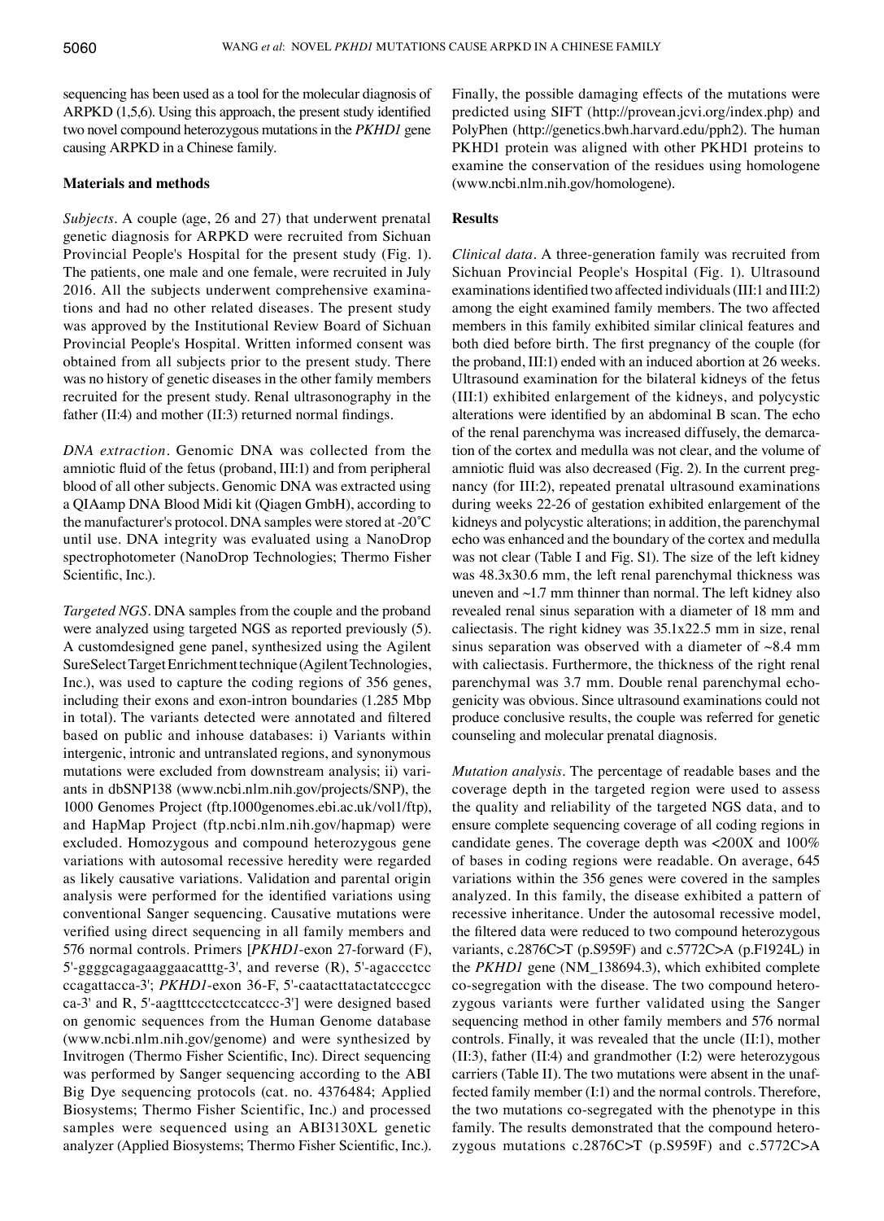sequencing has been used as a tool for the molecular diagnosis of ARPKD (1,5,6). Using this approach, the present study identified two novel compound heterozygous mutations in the *PKHD1* gene causing ARPKD in a Chinese family.

## Materials and methods

*Subjects*. A couple (age, 26 and 27) that underwent prenatal genetic diagnosis for ARPKD were recruited from Sichuan Provincial People's Hospital for the present study (Fig. 1). The patients, one male and one female, were recruited in July 2016. All the subjects underwent comprehensive examinations and had no other related diseases. The present study was approved by the Institutional Review Board of Sichuan Provincial People's Hospital. Written informed consent was obtained from all subjects prior to the present study. There was no history of genetic diseases in the other family members recruited for the present study. Renal ultrasonography in the father (II:4) and mother (II:3) returned normal findings.

*DNA extraction*. Genomic DNA was collected from the amniotic fluid of the fetus (proband, III:1) and from peripheral blood of all other subjects. Genomic DNA was extracted using a QIAamp DNA Blood Midi kit (Qiagen GmbH), according to the manufacturer's protocol. DNA samples were stored at -20˚C until use. DNA integrity was evaluated using a NanoDrop spectrophotometer (NanoDrop Technologies; Thermo Fisher Scientific, Inc.).

*Targeted NGS*. DNA samples from the couple and the proband were analyzed using targeted NGS as reported previously (5). A customdesigned gene panel, synthesized using the Agilent SureSelect Target Enrichment technique (Agilent Technologies, Inc.), was used to capture the coding regions of 356 genes, including their exons and exon-intron boundaries (1.285 Mbp in total). The variants detected were annotated and filtered based on public and inhouse databases: i) Variants within intergenic, intronic and untranslated regions, and synonymous mutations were excluded from downstream analysis; ii) variants in dbSNP138 (www.ncbi.nlm.nih.gov/projects/SNP), the 1000 Genomes Project (ftp.1000genomes.ebi.ac.uk/vol1/ftp), and HapMap Project (ftp.ncbi.nlm.nih.gov/hapmap) were excluded. Homozygous and compound heterozygous gene variations with autosomal recessive heredity were regarded as likely causative variations. Validation and parental origin analysis were performed for the identified variations using conventional Sanger sequencing. Causative mutations were verified using direct sequencing in all family members and 576 normal controls. Primers [*PKHD1*-exon 27-forward (F), 5'-ggggcagagaaggaacatttg-3', and reverse (R), 5'-agaccctcc ccagattacca-3'; *PKHD1*-exon 36-F, 5'-caatacttatactatcccgcc ca-3' and R, 5'-aagtttccctcctccatccc-3'] were designed based on genomic sequences from the Human Genome database (www.ncbi.nlm.nih.gov/genome) and were synthesized by Invitrogen (Thermo Fisher Scientific, Inc). Direct sequencing was performed by Sanger sequencing according to the ABI Big Dye sequencing protocols (cat. no. 4376484; Applied Biosystems; Thermo Fisher Scientific, Inc.) and processed samples were sequenced using an ABI3130XL genetic analyzer (Applied Biosystems; Thermo Fisher Scientific, Inc.). Finally, the possible damaging effects of the mutations were predicted using SIFT (http://provean.jcvi.org/index.php) and PolyPhen (http://genetics.bwh.harvard.edu/pph2). The human PKHD1 protein was aligned with other PKHD1 proteins to examine the conservation of the residues using homologene (www.ncbi.nlm.nih.gov/homologene).

## Results

*Clinical data*. A three-generation family was recruited from Sichuan Provincial People's Hospital (Fig. 1). Ultrasound examinations identified two affected individuals (III:1 and III:2) among the eight examined family members. The two affected members in this family exhibited similar clinical features and both died before birth. The first pregnancy of the couple (for the proband, III:1) ended with an induced abortion at 26 weeks. Ultrasound examination for the bilateral kidneys of the fetus (III:1) exhibited enlargement of the kidneys, and polycystic alterations were identified by an abdominal B scan. The echo of the renal parenchyma was increased diffusely, the demarcation of the cortex and medulla was not clear, and the volume of amniotic fluid was also decreased (Fig. 2). In the current pregnancy (for III:2), repeated prenatal ultrasound examinations during weeks 22-26 of gestation exhibited enlargement of the kidneys and polycystic alterations; in addition, the parenchymal echo was enhanced and the boundary of the cortex and medulla was not clear (Table I and Fig. S1). The size of the left kidney was 48.3x30.6 mm, the left renal parenchymal thickness was uneven and ~1.7 mm thinner than normal. The left kidney also revealed renal sinus separation with a diameter of 18 mm and caliectasis. The right kidney was 35.1x22.5 mm in size, renal sinus separation was observed with a diameter of ~8.4 mm with caliectasis. Furthermore, the thickness of the right renal parenchymal was 3.7 mm. Double renal parenchymal echogenicity was obvious. Since ultrasound examinations could not produce conclusive results, the couple was referred for genetic counseling and molecular prenatal diagnosis.

*Mutation analysis*. The percentage of readable bases and the coverage depth in the targeted region were used to assess the quality and reliability of the targeted NGS data, and to ensure complete sequencing coverage of all coding regions in candidate genes. The coverage depth was <200X and 100% of bases in coding regions were readable. On average, 645 variations within the 356 genes were covered in the samples analyzed. In this family, the disease exhibited a pattern of recessive inheritance. Under the autosomal recessive model, the filtered data were reduced to two compound heterozygous variants, c.2876C>T (p.S959F) and c.5772C>A (p.F1924L) in the *PKHD1* gene (NM_138694.3), which exhibited complete co-segregation with the disease. The two compound heterozygous variants were further validated using the Sanger sequencing method in other family members and 576 normal controls. Finally, it was revealed that the uncle (II:1), mother (II:3), father (II:4) and grandmother (I:2) were heterozygous carriers (Table II). The two mutations were absent in the unaffected family member (I:1) and the normal controls. Therefore, the two mutations co-segregated with the phenotype in this family. The results demonstrated that the compound heterozygous mutations c.2876C>T (p.S959F) and c.5772C>A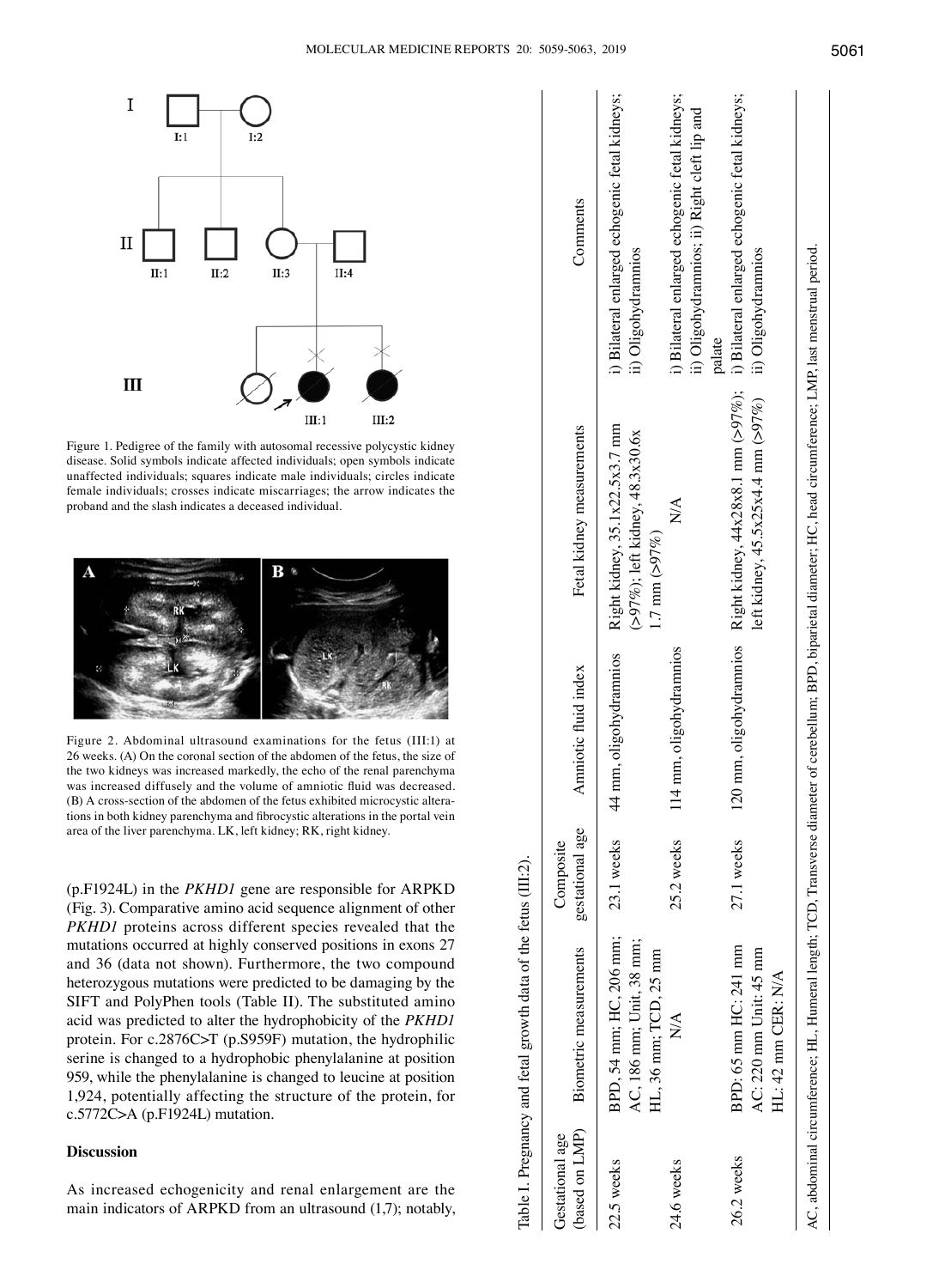Figure 1. Pedigree of the family with autosomal recessive polycystic kidney disease. Solid symbols indicate affected individuals; open symbols indicate unaffected individuals; squares indicate male individuals; circles indicate female individuals; crosses indicate miscarriages; the arrow indicates the proband and the slash indicates a deceased individual.

Figure 2. Abdominal ultrasound examinations for the fetus (III:1) at 26 weeks. (A) On the coronal section of the abdomen of the fetus, the size of the two kidneys was increased markedly, the echo of the renal parenchyma was increased diffusely and the volume of amniotic fluid was decreased. (B) A cross-section of the abdomen of the fetus exhibited microcystic alterations in both kidney parenchyma and fibrocystic alterations in the portal vein area of the liver parenchyma. LK, left kidney; RK, right kidney.

(p.F1924L) in the *PKHD1* gene are responsible for ARPKD (Fig. 3). Comparative amino acid sequence alignment of other *PKHD1* proteins across different species revealed that the mutations occurred at highly conserved positions in exons 27 and 36 (data not shown). Furthermore, the two compound heterozygous mutations were predicted to be damaging by the SIFT and PolyPhen tools (Table II). The substituted amino acid was predicted to alter the hydrophobicity of the *PKHD1* protein. For c.2876C>T (p.S959F) mutation, the hydrophilic serine is changed to a hydrophobic phenylalanine at position 959, while the phenylalanine is changed to leucine at position 1,924, potentially affecting the structure of the protein, for c.5772C>A (p.F1924L) mutation.

## Discussion

As increased echogenicity and renal enlargement are the main indicators of ARPKD from an ultrasound (1,7); notably,

Table I. Pregnancy and fetal growth data of the fetus (III:2).

| Gestational age (based on LMP) | Biometric measurements | Composite gestational age | Amniotic fluid index | Fetal kidney measurements | Comments |
|---|---|---|---|---|---|
| 22.5 weeks | BPD, 54 mm; HC, 206 mm; AC, 186 mm; Unit, 38 mm; HL, 36 mm; TCD, 25 mm | 23.1 weeks | 44 mm, oligohydramnios | Right kidney, 35.1x22.5x3.7 mm (>97%); left kidney, 48.3x30.6x 1.7 mm (>97%) | i) Bilateral enlarged echogenic fetal kidneys; ii) Oligohydramnios |
| 24.6 weeks | N/A | 25.2 weeks | 114 mm, oligohydramnios | N/A | i) Bilateral enlarged echogenic fetal kidneys; ii) Oligohydramnios; ii) Right cleft lip and palate |
| 26.2 weeks | BPD: 65 mm HC: 241 mm AC: 220 mm Unit: 45 mm HL: 42 mm CER: N/A | 27.1 weeks | 120 mm, oligohydramnios | Right kidney, 44x28x8.1 mm (>97%); left kidney, 45.5x25x4.4 mm (>97%) | i) Bilateral enlarged echogenic fetal kidneys; ii) Oligohydramnios |

AC, abdominal circumference; HL, Humeral length; TCD, Transverse diameter of cerebellum; BPD, biparietal diameter; HC, head circumference; LMP, last menstrual period.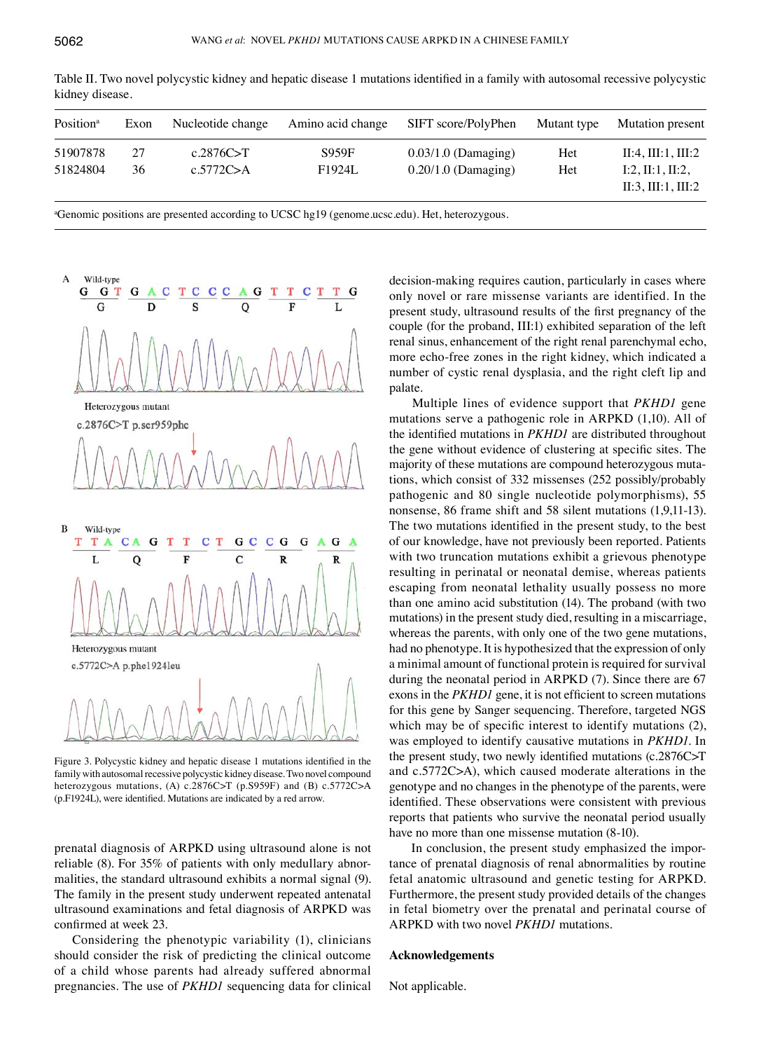Table II. Two novel polycystic kidney and hepatic disease 1 mutations identified in a family with autosomal recessive polycystic kidney disease.

| Position[a] | Exon | Nucleotide change | Amino acid change | SIFT score/PolyPhen | Mutant type | Mutation present |
|---|---|---|---|---|---|---|
| 51907878 | 27 | c.2876C>T | S959F | 0.03/1.0 (Damaging) | Het | II:4, III:1, III:2 |
| 51824804 | 36 | c.5772C>A | F1924L | 0.20/1.0 (Damaging) | Het | I:2, II:1, II:2, II:3, III:1, III:2 |

[a]Genomic positions are presented according to UCSC hg19 (genome.ucsc.edu). Het, heterozygous.

Figure 3. Polycystic kidney and hepatic disease 1 mutations identified in the family with autosomal recessive polycystic kidney disease. Two novel compound heterozygous mutations, (A) c.2876C>T (p.S959F) and (B) c.5772C>A (p.F1924L), were identified. Mutations are indicated by a red arrow.

prenatal diagnosis of ARPKD using ultrasound alone is not reliable (8). For 35% of patients with only medullary abnormalities, the standard ultrasound exhibits a normal signal (9). The family in the present study underwent repeated antenatal ultrasound examinations and fetal diagnosis of ARPKD was confirmed at week 23.

Considering the phenotypic variability (1), clinicians should consider the risk of predicting the clinical outcome of a child whose parents had already suffered abnormal pregnancies. The use of *PKHD1* sequencing data for clinical decision-making requires caution, particularly in cases where only novel or rare missense variants are identified. In the present study, ultrasound results of the first pregnancy of the couple (for the proband, III:1) exhibited separation of the left renal sinus, enhancement of the right renal parenchymal echo, more echo-free zones in the right kidney, which indicated a number of cystic renal dysplasia, and the right cleft lip and palate.

Multiple lines of evidence support that *PKHD1* gene mutations serve a pathogenic role in ARPKD (1,10). All of the identified mutations in *PKHD1* are distributed throughout the gene without evidence of clustering at specific sites. The majority of these mutations are compound heterozygous mutations, which consist of 332 missenses (252 possibly/probably pathogenic and 80 single nucleotide polymorphisms), 55 nonsense, 86 frame shift and 58 silent mutations (1,9,11-13). The two mutations identified in the present study, to the best of our knowledge, have not previously been reported. Patients with two truncation mutations exhibit a grievous phenotype resulting in perinatal or neonatal demise, whereas patients escaping from neonatal lethality usually possess no more than one amino acid substitution (14). The proband (with two mutations) in the present study died, resulting in a miscarriage, whereas the parents, with only one of the two gene mutations, had no phenotype. It is hypothesized that the expression of only a minimal amount of functional protein is required for survival during the neonatal period in ARPKD (7). Since there are 67 exons in the *PKHD1* gene, it is not efficient to screen mutations for this gene by Sanger sequencing. Therefore, targeted NGS which may be of specific interest to identify mutations (2), was employed to identify causative mutations in *PKHD1*. In the present study, two newly identified mutations (c.2876C>T and c.5772C>A), which caused moderate alterations in the genotype and no changes in the phenotype of the parents, were identified. These observations were consistent with previous reports that patients who survive the neonatal period usually have no more than one missense mutation (8-10).

In conclusion, the present study emphasized the importance of prenatal diagnosis of renal abnormalities by routine fetal anatomic ultrasound and genetic testing for ARPKD. Furthermore, the present study provided details of the changes in fetal biometry over the prenatal and perinatal course of ARPKD with two novel *PKHD1* mutations.

## Acknowledgements

Not applicable.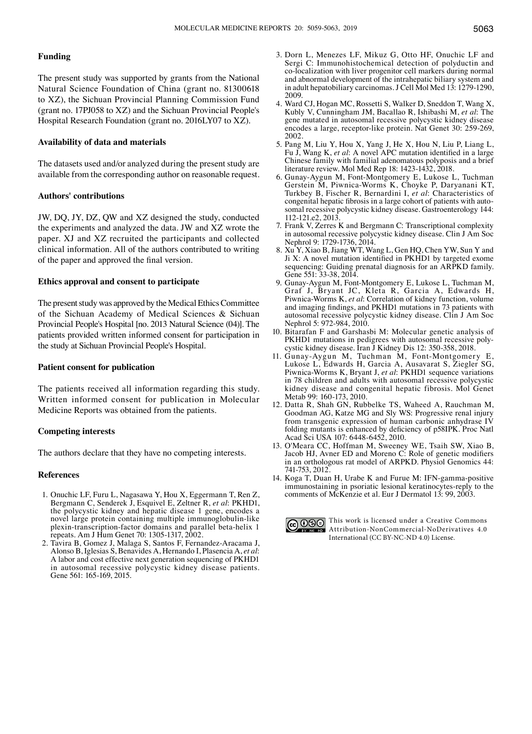## Funding

The present study was supported by grants from the National Natural Science Foundation of China (grant no. 81300618 to XZ), the Sichuan Provincial Planning Commission Fund (grant no. 17PJ058 to XZ) and the Sichuan Provincial People's Hospital Research Foundation (grant no. 2016LY07 to XZ).

## Availability of data and materials

The datasets used and/or analyzed during the present study are available from the corresponding author on reasonable request.

## Authors' contributions

JW, DQ, JY, DZ, QW and XZ designed the study, conducted the experiments and analyzed the data. JW and XZ wrote the paper. XJ and XZ recruited the participants and collected clinical information. All of the authors contributed to writing of the paper and approved the final version.

## Ethics approval and consent to participate

The present study was approved by the Medical Ethics Committee of the Sichuan Academy of Medical Sciences & Sichuan Provincial People's Hospital [no. 2013 Natural Science (04)]. The patients provided written informed consent for participation in the study at Sichuan Provincial People's Hospital.

## Patient consent for publication

The patients received all information regarding this study. Written informed consent for publication in Molecular Medicine Reports was obtained from the patients.

## Competing interests

The authors declare that they have no competing interests.

## References

1. Onuchic LF, Furu L, Nagasawa Y, Hou X, Eggermann T, Ren Z, Bergmann C, Senderek J, Esquivel E, Zeltner R, *et al*: PKHD1, the polycystic kidney and hepatic disease 1 gene, encodes a novel large protein containing multiple immunoglobulin-like plexin-transcription-factor domains and parallel beta-helix 1 repeats. Am J Hum Genet 70: 1305-1317, 2002.
2. Tavira B, Gomez J, Malaga S, Santos F, Fernandez-Aracama J, Alonso B, Iglesias S, Benavides A, Hernando I, Plasencia A, *et al*: A labor and cost effective next generation sequencing of PKHD1 in autosomal recessive polycystic kidney disease patients. Gene 561: 165-169, 2015.
3. Dorn L, Menezes LF, Mikuz G, Otto HF, Onuchic LF and Sergi C: Immunohistochemical detection of polyductin and co-localization with liver progenitor cell markers during normal and abnormal development of the intrahepatic biliary system and in adult hepatobiliary carcinomas. J Cell Mol Med 13: 1279-1290, 2009.
4. Ward CJ, Hogan MC, Rossetti S, Walker D, Sneddon T, Wang X, Kubly V, Cunningham JM, Bacallao R, Ishibashi M, *et al*: The gene mutated in autosomal recessive polycystic kidney disease encodes a large, receptor-like protein. Nat Genet 30: 259-269, 2002.
5. Pang M, Liu Y, Hou X, Yang J, He X, Hou N, Liu P, Liang L, Fu J, Wang K, *et al*: A novel APC mutation identified in a large Chinese family with familial adenomatous polyposis and a brief literature review. Mol Med Rep 18: 1423-1432, 2018.
6. Gunay-Aygun M, Font-Montgomery E, Lukose L, Tuchman Gerstein M, Piwnica-Worms K, Choyke P, Daryanani KT, Turkbey B, Fischer R, Bernardini I, *et al*: Characteristics of congenital hepatic fibrosis in a large cohort of patients with autosomal recessive polycystic kidney disease. Gastroenterology 144: 112-121.e2, 2013.
7. Frank V, Zerres K and Bergmann C: Transcriptional complexity in autosomal recessive polycystic kidney disease. Clin J Am Soc Nephrol 9: 1729-1736, 2014.
8. Xu Y, Xiao B, Jiang WT, Wang L, Gen HQ, Chen YW, Sun Y and Ji X: A novel mutation identified in PKHD1 by targeted exome sequencing: Guiding prenatal diagnosis for an ARPKD family. Gene 551: 33-38, 2014.
9. Gunay-Aygun M, Font-Montgomery E, Lukose L, Tuchman M, Graf J, Bryant JC, Kleta R, Garcia A, Edwards H, Piwnica-Worms K, *et al*: Correlation of kidney function, volume and imaging findings, and PKHD1 mutations in 73 patients with autosomal recessive polycystic kidney disease. Clin J Am Soc Nephrol 5: 972-984, 2010.
10. Bitarafan F and Garshasbi M: Molecular genetic analysis of PKHD1 mutations in pedigrees with autosomal recessive polycystic kidney disease. Iran J Kidney Dis 12: 350-358, 2018.
11. Gunay-Aygun M, Tuchman M, Font-Montgomery E, Lukose L, Edwards H, Garcia A, Ausavarat S, Ziegler SG, Piwnica-Worms K, Bryant J, *et al*: PKHD1 sequence variations in 78 children and adults with autosomal recessive polycystic kidney disease and congenital hepatic fibrosis. Mol Genet Metab 99: 160-173, 2010.
12. Datta R, Shah GN, Rubbelke TS, Waheed A, Rauchman M, Goodman AG, Katze MG and Sly WS: Progressive renal injury from transgenic expression of human carbonic anhydrase IV folding mutants is enhanced by deficiency of p58IPK. Proc Natl Acad Sci USA 107: 6448-6452, 2010.
13. O'Meara CC, Hoffman M, Sweeney WE, Tsaih SW, Xiao B, Jacob HJ, Avner ED and Moreno C: Role of genetic modifiers in an orthologous rat model of ARPKD. Physiol Genomics 44: 741-753, 2012.
14. Koga T, Duan H, Urabe K and Furue M: IFN-gamma-positive immunostaining in psoriatic lesional keratinocytes-reply to the comments of McKenzie et al. Eur J Dermatol 13: 99, 2003.

This work is licensed under a Creative Commons Attribution-NonCommercial-NoDerivatives 4.0 International (CC BY-NC-ND 4.0) License.